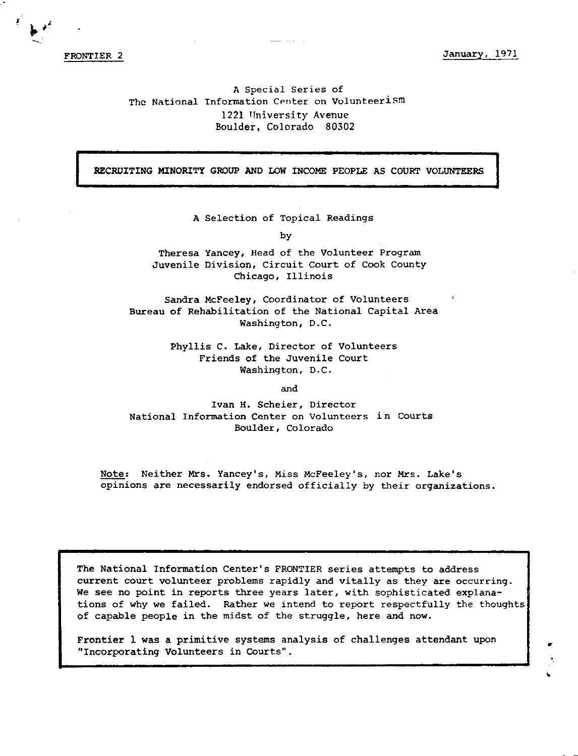FRONTIER 2

January, 1971

A Special Series of
The National Information Center on Volunteerism
1221 University Avenue
Boulder, Colorado 80302

# RECRUITING MINORITY GROUP AND LOW INCOME PEOPLE AS COURT VOLUNTEERS

A Selection of Topical Readings

by

Theresa Yancey, Head of the Volunteer Program
Juvenile Division, Circuit Court of Cook County
Chicago, Illinois

Sandra McFeeley, Coordinator of Volunteers
Bureau of Rehabilitation of the National Capital Area
Washington, D.C.

Phyllis C. Lake, Director of Volunteers
Friends of the Juvenile Court
Washington, D.C.

and

Ivan H. Scheier, Director
National Information Center on Volunteers in Courts
Boulder, Colorado

Note: Neither Mrs. Yancey's, Miss McFeeley's, nor Mrs. Lake's opinions are necessarily endorsed officially by their organizations.

The National Information Center's FRONTIER series attempts to address current court volunteer problems rapidly and vitally as they are occurring. We see no point in reports three years later, with sophisticated explanations of why we failed. Rather we intend to report respectfully the thoughts of capable people in the midst of the struggle, here and now.

Frontier 1 was a primitive systems analysis of challenges attendant upon "Incorporating Volunteers in Courts".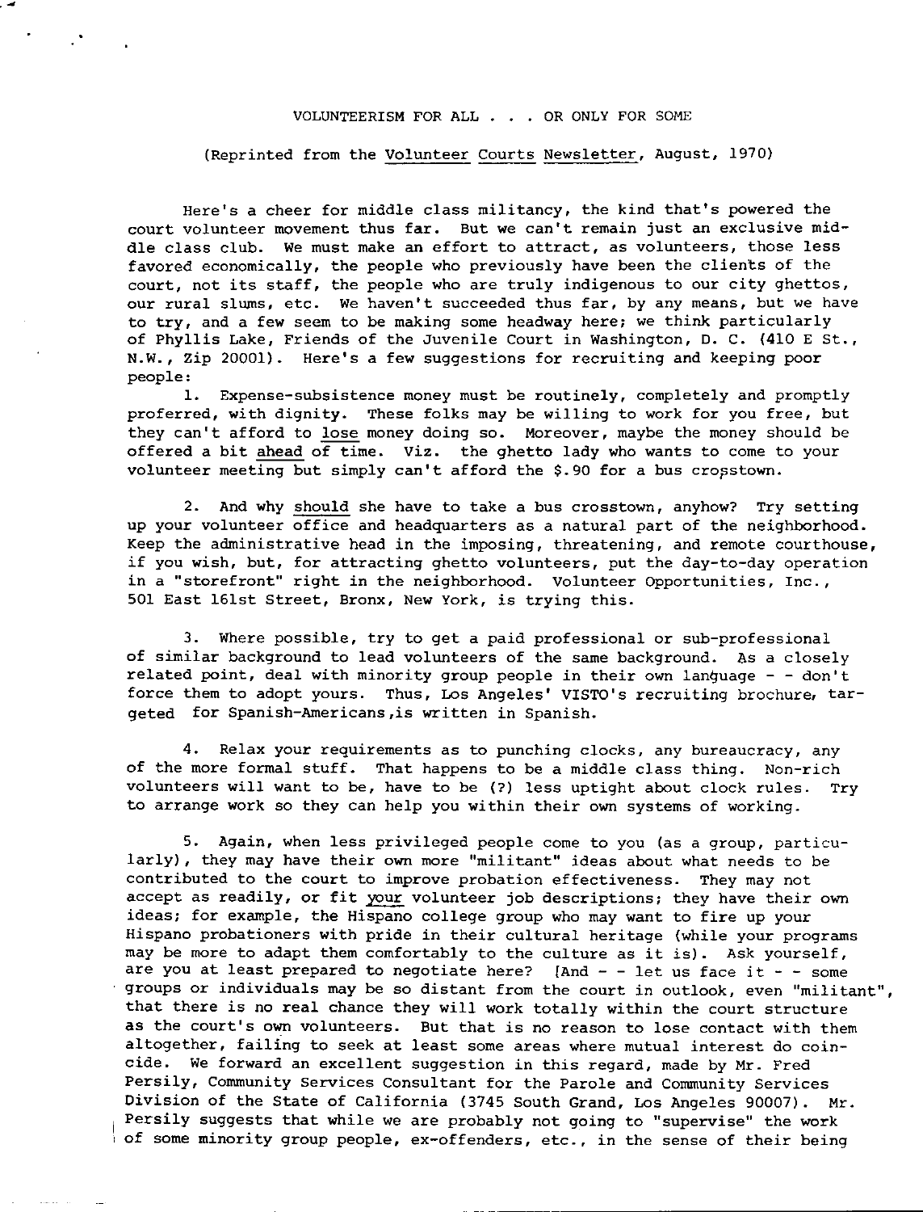VOLUNTEERISM FOR ALL . . . OR ONLY FOR SOME

(Reprinted from the Volunteer Courts Newsletter, August, 1970)

Here's a cheer for middle class militancy, the kind that's powered the court volunteer movement thus far. But we can't remain just an exclusive middle class club. We must make an effort to attract, as volunteers, those less favored economically, the people who previously have been the clients of the court, not its staff, the people who are truly indigenous to our city ghettos, our rural slums, etc. We haven't succeeded thus far, by any means, but we have to try, and a few seem to be making some headway here; we think particularly of Phyllis Lake, Friends of the Juvenile Court in Washington, D. C. (410 E St., N.W., Zip 20001). Here's a few suggestions for recruiting and keeping poor people:

1. Expense-subsistence money must be routinely, completely and promptly proferred, with dignity. These folks may be willing to work for you free, but they can't afford to lose money doing so. Moreover, maybe the money should be offered a bit ahead of time. Viz. the ghetto lady who wants to come to your volunteer meeting but simply can't afford the $.90 for a bus crosstown.

2. And why should she have to take a bus crosstown, anyhow? Try setting up your volunteer office and headquarters as a natural part of the neighborhood. Keep the administrative head in the imposing, threatening, and remote courthouse, if you wish, but, for attracting ghetto volunteers, put the day-to-day operation in a "storefront" right in the neighborhood. Volunteer Opportunities, Inc., 501 East 161st Street, Bronx, New York, is trying this.

3. Where possible, try to get a paid professional or sub-professional of similar background to lead volunteers of the same background. As a closely related point, deal with minority group people in their own language - - don't force them to adopt yours. Thus, Los Angeles' VISTO's recruiting brochure, targeted for Spanish-Americans, is written in Spanish.

4. Relax your requirements as to punching clocks, any bureaucracy, any of the more formal stuff. That happens to be a middle class thing. Non-rich volunteers will want to be, have to be (?) less uptight about clock rules. Try to arrange work so they can help you within their own systems of working.

5. Again, when less privileged people come to you (as a group, particularly), they may have their own more "militant" ideas about what needs to be contributed to the court to improve probation effectiveness. They may not accept as readily, or fit your volunteer job descriptions; they have their own ideas; for example, the Hispano college group who may want to fire up your Hispano probationers with pride in their cultural heritage (while your programs may be more to adapt them comfortably to the culture as it is). Ask yourself, are you at least prepared to negotiate here? (And - - let us face it - - some groups or individuals may be so distant from the court in outlook, even "militant", that there is no real chance they will work totally within the court structure as the court's own volunteers. But that is no reason to lose contact with them altogether, failing to seek at least some areas where mutual interest do coincide. We forward an excellent suggestion in this regard, made by Mr. Fred Persily, Community Services Consultant for the Parole and Community Services Division of the State of California (3745 South Grand, Los Angeles 90007). Mr. Persily suggests that while we are probably not going to "supervise" the work of some minority group people, ex-offenders, etc., in the sense of their being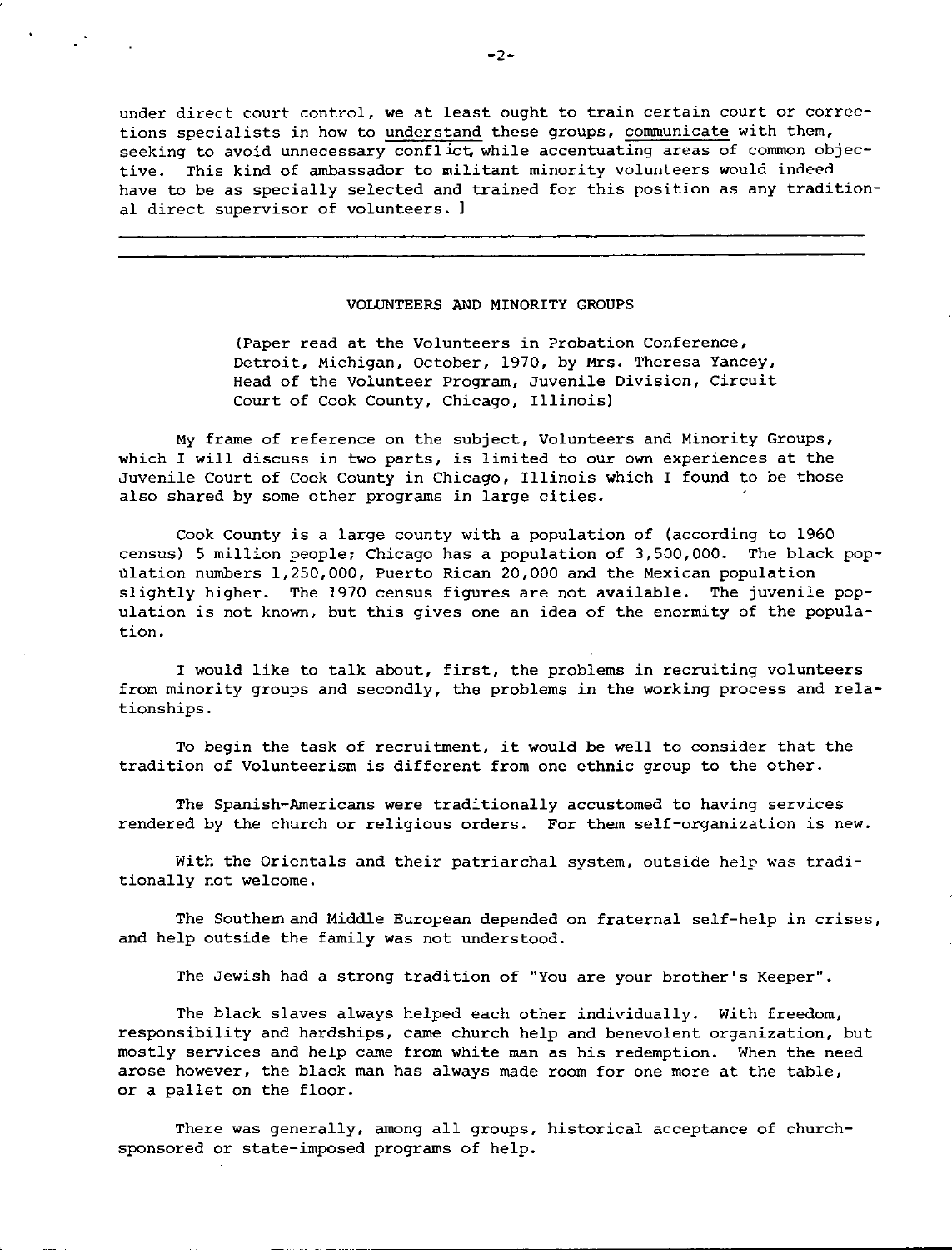under direct court control, we at least ought to train certain court or corrections specialists in how to understand these groups, communicate with them, seeking to avoid unnecessary conflict, while accentuating areas of common objective. This kind of ambassador to militant minority volunteers would indeed have to be as specially selected and trained for this position as any traditional direct supervisor of volunteers. ]

---

## VOLUNTEERS AND MINORITY GROUPS

(Paper read at the Volunteers in Probation Conference, Detroit, Michigan, October, 1970, by Mrs. Theresa Yancey, Head of the Volunteer Program, Juvenile Division, Circuit Court of Cook County, Chicago, Illinois)

My frame of reference on the subject, Volunteers and Minority Groups, which I will discuss in two parts, is limited to our own experiences at the Juvenile Court of Cook County in Chicago, Illinois which I found to be those also shared by some other programs in large cities.

Cook County is a large county with a population of (according to 1960 census) 5 million people; Chicago has a population of 3,500,000. The black population numbers 1,250,000, Puerto Rican 20,000 and the Mexican population slightly higher. The 1970 census figures are not available. The juvenile population is not known, but this gives one an idea of the enormity of the population.

I would like to talk about, first, the problems in recruiting volunteers from minority groups and secondly, the problems in the working process and relationships.

To begin the task of recruitment, it would be well to consider that the tradition of Volunteerism is different from one ethnic group to the other.

The Spanish-Americans were traditionally accustomed to having services rendered by the church or religious orders. For them self-organization is new.

With the Orientals and their patriarchal system, outside help was traditionally not welcome.

The Southern and Middle European depended on fraternal self-help in crises, and help outside the family was not understood.

The Jewish had a strong tradition of "You are your brother's Keeper".

The black slaves always helped each other individually. With freedom, responsibility and hardships, came church help and benevolent organization, but mostly services and help came from white man as his redemption. When the need arose however, the black man has always made room for one more at the table, or a pallet on the floor.

There was generally, among all groups, historical acceptance of church-sponsored or state-imposed programs of help.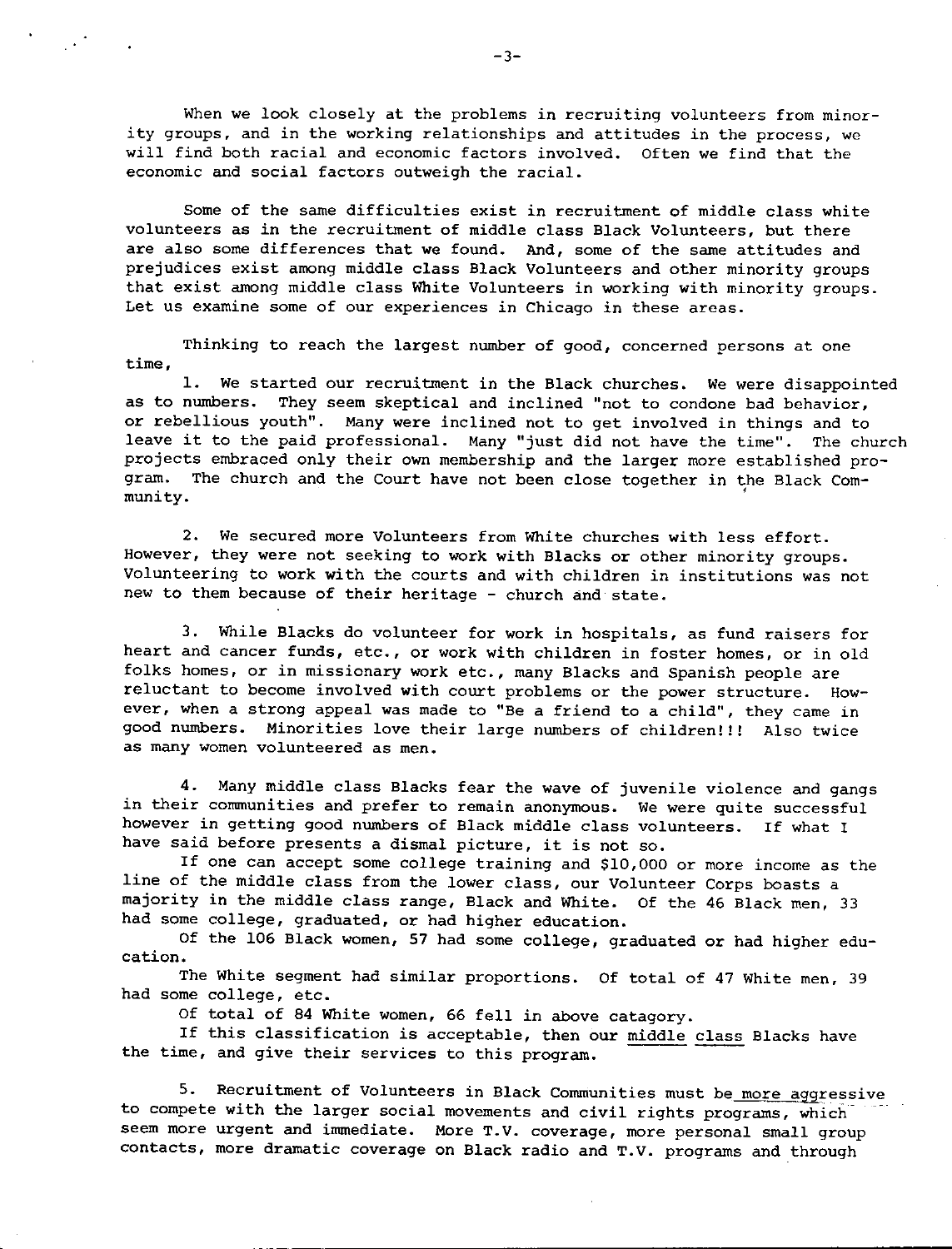When we look closely at the problems in recruiting volunteers from minority groups, and in the working relationships and attitudes in the process, we will find both racial and economic factors involved. Often we find that the economic and social factors outweigh the racial.

Some of the same difficulties exist in recruitment of middle class white volunteers as in the recruitment of middle class Black Volunteers, but there are also some differences that we found. And, some of the same attitudes and prejudices exist among middle class Black Volunteers and other minority groups that exist among middle class White Volunteers in working with minority groups. Let us examine some of our experiences in Chicago in these areas.

Thinking to reach the largest number of good, concerned persons at one time,

1. We started our recruitment in the Black churches. We were disappointed as to numbers. They seem skeptical and inclined "not to condone bad behavior, or rebellious youth". Many were inclined not to get involved in things and to leave it to the paid professional. Many "just did not have the time". The church projects embraced only their own membership and the larger more established program. The church and the Court have not been close together in the Black Community.

2. We secured more Volunteers from White churches with less effort. However, they were not seeking to work with Blacks or other minority groups. Volunteering to work with the courts and with children in institutions was not new to them because of their heritage - church and state.

3. While Blacks do volunteer for work in hospitals, as fund raisers for heart and cancer funds, etc., or work with children in foster homes, or in old folks homes, or in missionary work etc., many Blacks and Spanish people are reluctant to become involved with court problems or the power structure. However, when a strong appeal was made to "Be a friend to a child", they came in good numbers. Minorities love their large numbers of children!!! Also twice as many women volunteered as men.

4. Many middle class Blacks fear the wave of juvenile violence and gangs in their communities and prefer to remain anonymous. We were quite successful however in getting good numbers of Black middle class volunteers. If what I have said before presents a dismal picture, it is not so.

If one can accept some college training and $10,000 or more income as the line of the middle class from the lower class, our Volunteer Corps boasts a majority in the middle class range, Black and White. Of the 46 Black men, 33 had some college, graduated, or had higher education.

Of the 106 Black women, 57 had some college, graduated or had higher education.

The White segment had similar proportions. Of total of 47 White men, 39 had some college, etc.

Of total of 84 White women, 66 fell in above catagory.

If this classification is acceptable, then our <u>middle class</u> Blacks have the time, and give their services to this program.

5. Recruitment of Volunteers in Black Communities must be <u>more aggressive</u> to compete with the larger social movements and civil rights programs, which seem more urgent and immediate. More T.V. coverage, more personal small group contacts, more dramatic coverage on Black radio and T.V. programs and through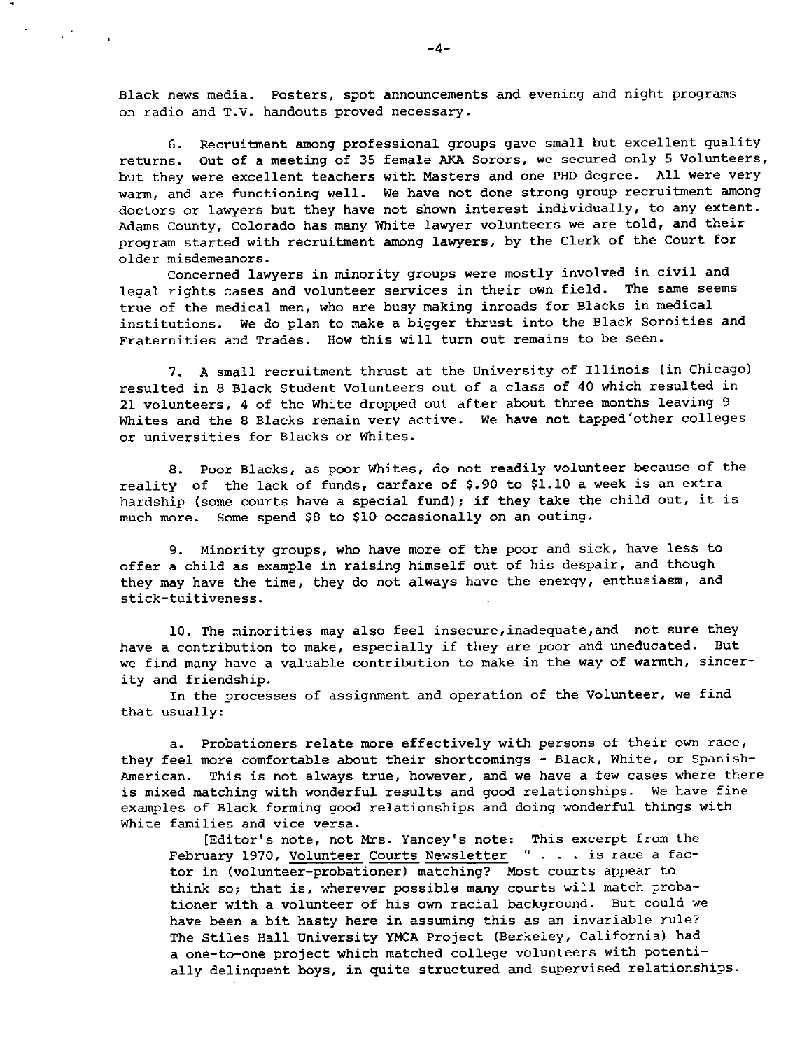Black news media. Posters, spot announcements and evening and night programs on radio and T.V. handouts proved necessary.

6. Recruitment among professional groups gave small but excellent quality returns. Out of a meeting of 35 female AKA Sorors, we secured only 5 Volunteers, but they were excellent teachers with Masters and one PHD degree. All were very warm, and are functioning well. We have not done strong group recruitment among doctors or lawyers but they have not shown interest individually, to any extent. Adams County, Colorado has many White lawyer volunteers we are told, and their program started with recruitment among lawyers, by the Clerk of the Court for older misdemeanors.

Concerned lawyers in minority groups were mostly involved in civil and legal rights cases and volunteer services in their own field. The same seems true of the medical men, who are busy making inroads for Blacks in medical institutions. We do plan to make a bigger thrust into the Black Soroities and Fraternities and Trades. How this will turn out remains to be seen.

7. A small recruitment thrust at the University of Illinois (in Chicago) resulted in 8 Black Student Volunteers out of a class of 40 which resulted in 21 volunteers, 4 of the White dropped out after about three months leaving 9 Whites and the 8 Blacks remain very active. We have not tapped other colleges or universities for Blacks or Whites.

8. Poor Blacks, as poor Whites, do not readily volunteer because of the reality of the lack of funds, carfare of $.90 to $1.10 a week is an extra hardship (some courts have a special fund); if they take the child out, it is much more. Some spend $8 to $10 occasionally on an outing.

9. Minority groups, who have more of the poor and sick, have less to offer a child as example in raising himself out of his despair, and though they may have the time, they do not always have the energy, enthusiasm, and stick-tuitiveness.

10. The minorities may also feel insecure, inadequate, and not sure they have a contribution to make, especially if they are poor and uneducated. But we find many have a valuable contribution to make in the way of warmth, sincerity and friendship.

In the processes of assignment and operation of the Volunteer, we find that usually:

a. Probationers relate more effectively with persons of their own race, they feel more comfortable about their shortcomings - Black, White, or Spanish-American. This is not always true, however, and we have a few cases where there is mixed matching with wonderful results and good relationships. We have fine examples of Black forming good relationships and doing wonderful things with White families and vice versa.

[Editor's note, not Mrs. Yancey's note: This excerpt from the February 1970, Volunteer Courts Newsletter " . . . is race a factor in (volunteer-probationer) matching? Most courts appear to think so; that is, wherever possible many courts will match probationer with a volunteer of his own racial background. But could we have been a bit hasty here in assuming this as an invariable rule? The Stiles Hall University YMCA Project (Berkeley, California) had a one-to-one project which matched college volunteers with potentially delinquent boys, in quite structured and supervised relationships.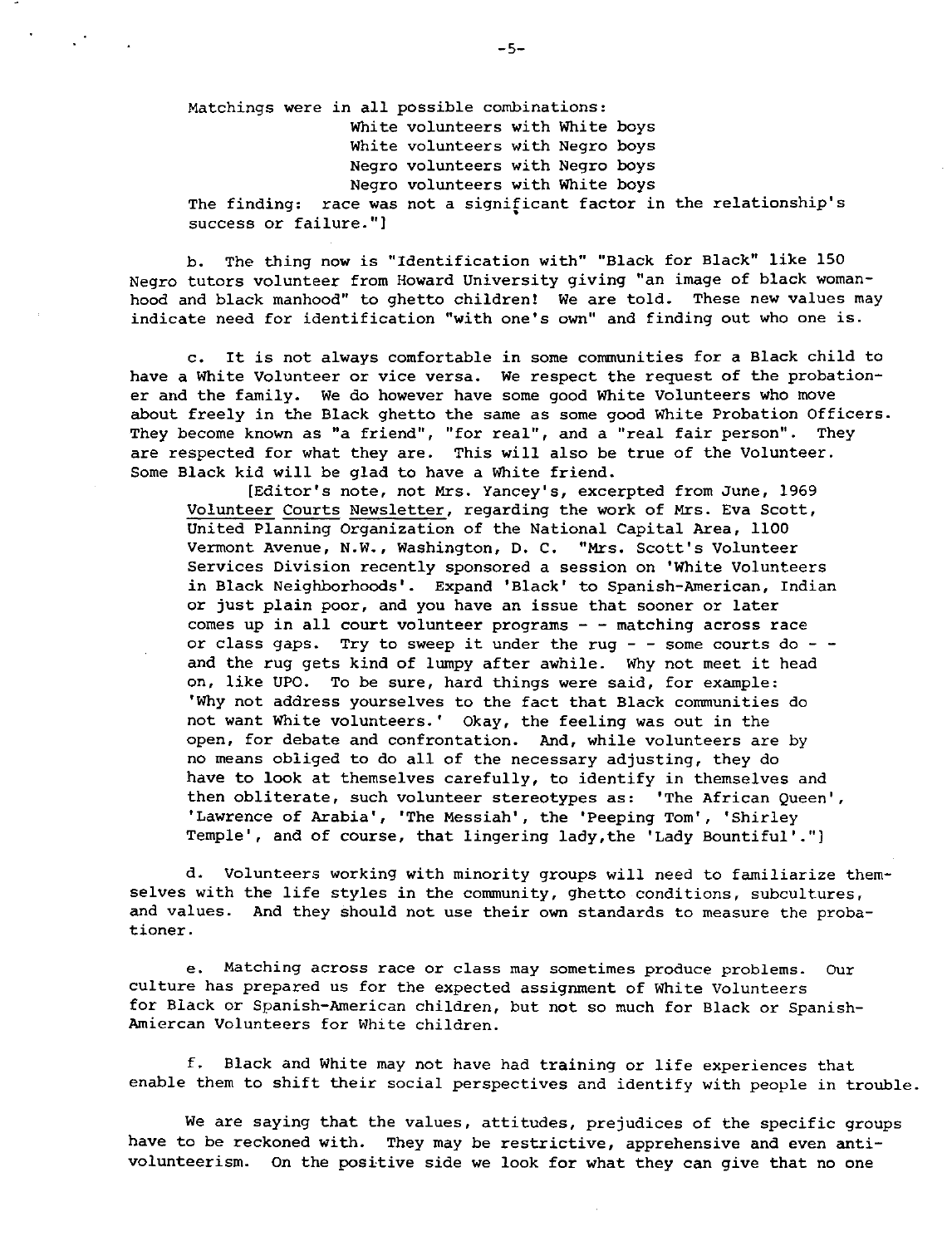Matchings were in all possible combinations:

White volunteers with White boys
White volunteers with Negro boys
Negro volunteers with Negro boys
Negro volunteers with White boys

The finding: race was not a significant factor in the relationship's success or failure."]

b. The thing now is "Identification with" "Black for Black" like 150 Negro tutors volunteer from Howard University giving "an image of black womanhood and black manhood" to ghetto children! We are told. These new values may indicate need for identification "with one's own" and finding out who one is.

c. It is not always comfortable in some communities for a Black child to have a White Volunteer or vice versa. We respect the request of the probationer and the family. We do however have some good White Volunteers who move about freely in the Black ghetto the same as some good White Probation Officers. They become known as "a friend", "for real", and a "real fair person". They are respected for what they are. This will also be true of the Volunteer. Some Black kid will be glad to have a White friend.

> [Editor's note, not Mrs. Yancey's, excerpted from June, 1969 Volunteer Courts Newsletter, regarding the work of Mrs. Eva Scott, United Planning Organization of the National Capital Area, 1100 Vermont Avenue, N.W., Washington, D. C. "Mrs. Scott's Volunteer Services Division recently sponsored a session on 'White Volunteers in Black Neighborhoods'. Expand 'Black' to Spanish-American, Indian or just plain poor, and you have an issue that sooner or later comes up in all court volunteer programs - - matching across race or class gaps. Try to sweep it under the rug - - some courts do - - and the rug gets kind of lumpy after awhile. Why not meet it head on, like UPO. To be sure, hard things were said, for example: 'Why not address yourselves to the fact that Black communities do not want White volunteers.' Okay, the feeling was out in the open, for debate and confrontation. And, while volunteers are by no means obliged to do all of the necessary adjusting, they do have to look at themselves carefully, to identify in themselves and then obliterate, such volunteer stereotypes as: 'The African Queen', 'Lawrence of Arabia', 'The Messiah', the 'Peeping Tom', 'Shirley Temple', and of course, that lingering lady,the 'Lady Bountiful'."]

d. Volunteers working with minority groups will need to familiarize themselves with the life styles in the community, ghetto conditions, subcultures, and values. And they should not use their own standards to measure the probationer.

e. Matching across race or class may sometimes produce problems. Our culture has prepared us for the expected assignment of White Volunteers for Black or Spanish-American children, but not so much for Black or Spanish-Amiercan Volunteers for White children.

f. Black and White may not have had training or life experiences that enable them to shift their social perspectives and identify with people in trouble.

We are saying that the values, attitudes, prejudices of the specific groups have to be reckoned with. They may be restrictive, apprehensive and even anti-volunteerism. On the positive side we look for what they can give that no one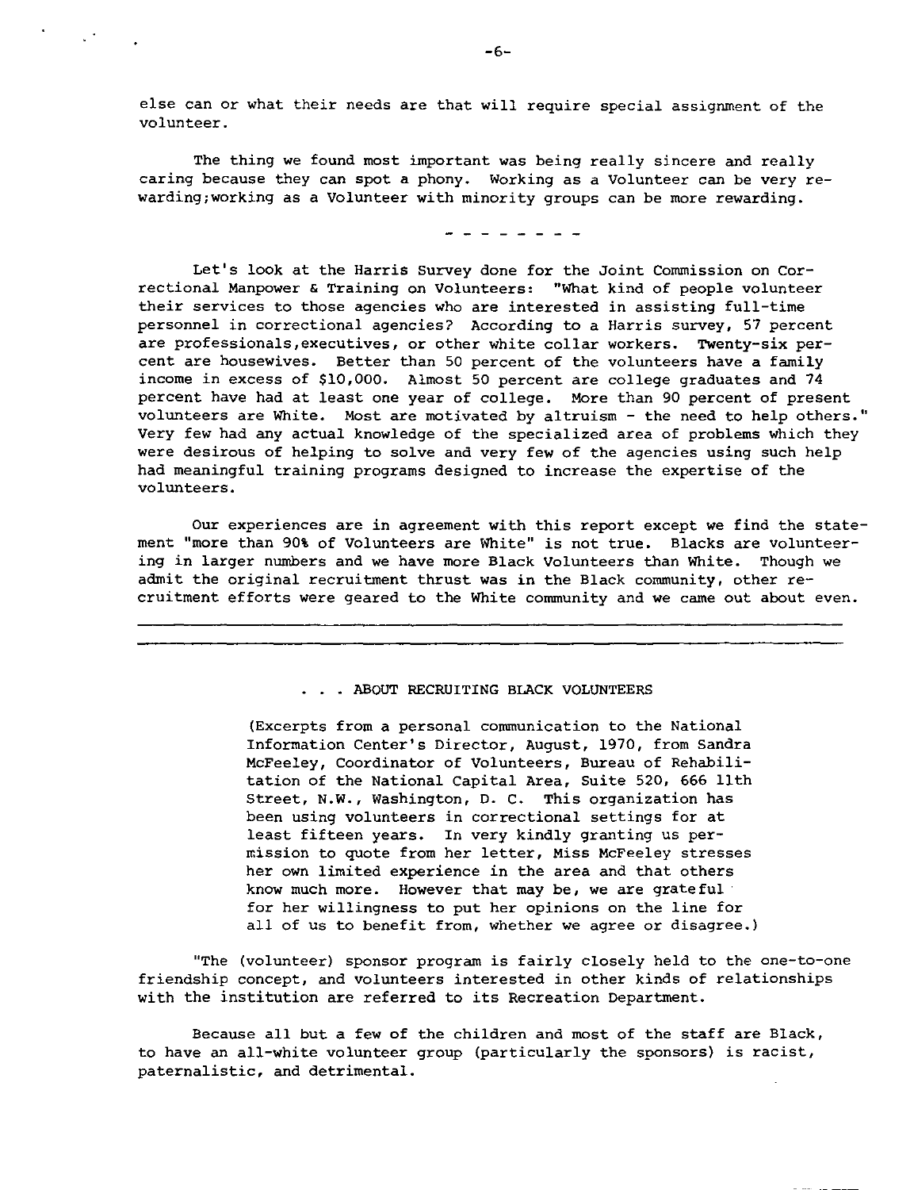else can or what their needs are that will require special assignment of the volunteer.

The thing we found most important was being really sincere and really caring because they can spot a phony. Working as a Volunteer can be very rewarding;working as a Volunteer with minority groups can be more rewarding.

- - - - - - - -

Let's look at the Harris Survey done for the Joint Commission on Correctional Manpower & Training on Volunteers: "What kind of people volunteer their services to those agencies who are interested in assisting full-time personnel in correctional agencies? According to a Harris survey, 57 percent are professionals,executives, or other white collar workers. Twenty-six percent are housewives. Better than 50 percent of the volunteers have a family income in excess of $10,000. Almost 50 percent are college graduates and 74 percent have had at least one year of college. More than 90 percent of present volunteers are White. Most are motivated by altruism - the need to help others." Very few had any actual knowledge of the specialized area of problems which they were desirous of helping to solve and very few of the agencies using such help had meaningful training programs designed to increase the expertise of the volunteers.

Our experiences are in agreement with this report except we find the statement "more than 90% of Volunteers are White" is not true. Blacks are volunteering in larger numbers and we have more Black Volunteers than White. Though we admit the original recruitment thrust was in the Black community, other recruitment efforts were geared to the White community and we came out about even.

---

. . . ABOUT RECRUITING BLACK VOLUNTEERS

(Excerpts from a personal communication to the National Information Center's Director, August, 1970, from Sandra McFeeley, Coordinator of Volunteers, Bureau of Rehabilitation of the National Capital Area, Suite 520, 666 11th Street, N.W., Washington, D. C. This organization has been using volunteers in correctional settings for at least fifteen years. In very kindly granting us permission to quote from her letter, Miss McFeeley stresses her own limited experience in the area and that others know much more. However that may be, we are grateful for her willingness to put her opinions on the line for all of us to benefit from, whether we agree or disagree.)

"The (volunteer) sponsor program is fairly closely held to the one-to-one friendship concept, and volunteers interested in other kinds of relationships with the institution are referred to its Recreation Department.

Because all but a few of the children and most of the staff are Black, to have an all-white volunteer group (particularly the sponsors) is racist, paternalistic, and detrimental.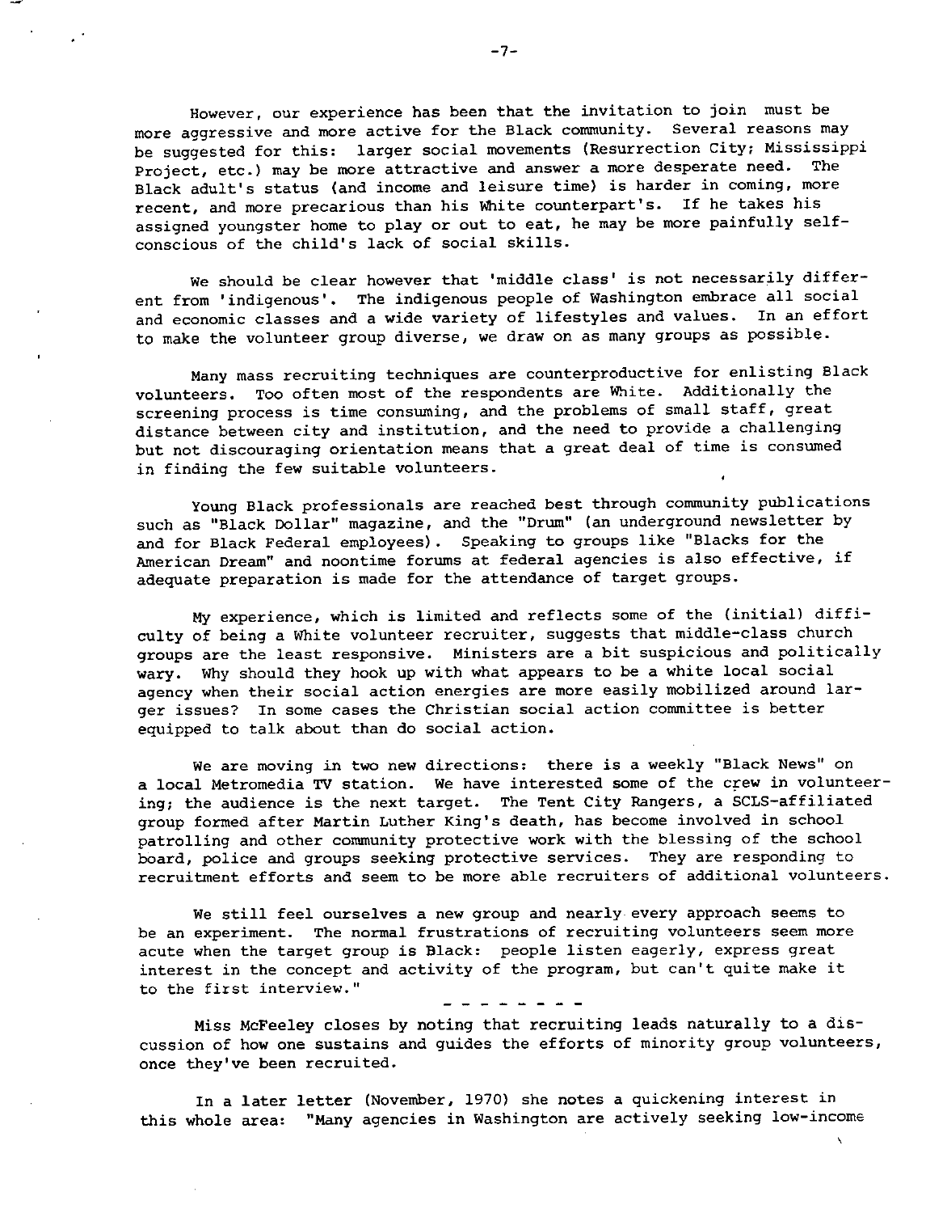However, our experience has been that the invitation to join must be more aggressive and more active for the Black community. Several reasons may be suggested for this: larger social movements (Resurrection City; Mississippi Project, etc.) may be more attractive and answer a more desperate need. The Black adult's status (and income and leisure time) is harder in coming, more recent, and more precarious than his White counterpart's. If he takes his assigned youngster home to play or out to eat, he may be more painfully self-conscious of the child's lack of social skills.

We should be clear however that 'middle class' is not necessarily different from 'indigenous'. The indigenous people of Washington embrace all social and economic classes and a wide variety of lifestyles and values. In an effort to make the volunteer group diverse, we draw on as many groups as possible.

Many mass recruiting techniques are counterproductive for enlisting Black volunteers. Too often most of the respondents are White. Additionally the screening process is time consuming, and the problems of small staff, great distance between city and institution, and the need to provide a challenging but not discouraging orientation means that a great deal of time is consumed in finding the few suitable volunteers.

Young Black professionals are reached best through community publications such as "Black Dollar" magazine, and the "Drum" (an underground newsletter by and for Black Federal employees). Speaking to groups like "Blacks for the American Dream" and noontime forums at federal agencies is also effective, if adequate preparation is made for the attendance of target groups.

My experience, which is limited and reflects some of the (initial) difficulty of being a White volunteer recruiter, suggests that middle-class church groups are the least responsive. Ministers are a bit suspicious and politically wary. Why should they hook up with what appears to be a white local social agency when their social action energies are more easily mobilized around larger issues? In some cases the Christian social action committee is better equipped to talk about than do social action.

We are moving in two new directions: there is a weekly "Black News" on a local Metromedia TV station. We have interested some of the crew in volunteering; the audience is the next target. The Tent City Rangers, a SCLS-affiliated group formed after Martin Luther King's death, has become involved in school patrolling and other community protective work with the blessing of the school board, police and groups seeking protective services. They are responding to recruitment efforts and seem to be more able recruiters of additional volunteers.

We still feel ourselves a new group and nearly every approach seems to be an experiment. The normal frustrations of recruiting volunteers seem more acute when the target group is Black: people listen eagerly, express great interest in the concept and activity of the program, but can't quite make it to the first interview."

- - - - - - - -

Miss McFeeley closes by noting that recruiting leads naturally to a discussion of how one sustains and guides the efforts of minority group volunteers, once they've been recruited.

In a later letter (November, 1970) she notes a quickening interest in this whole area: "Many agencies in Washington are actively seeking low-income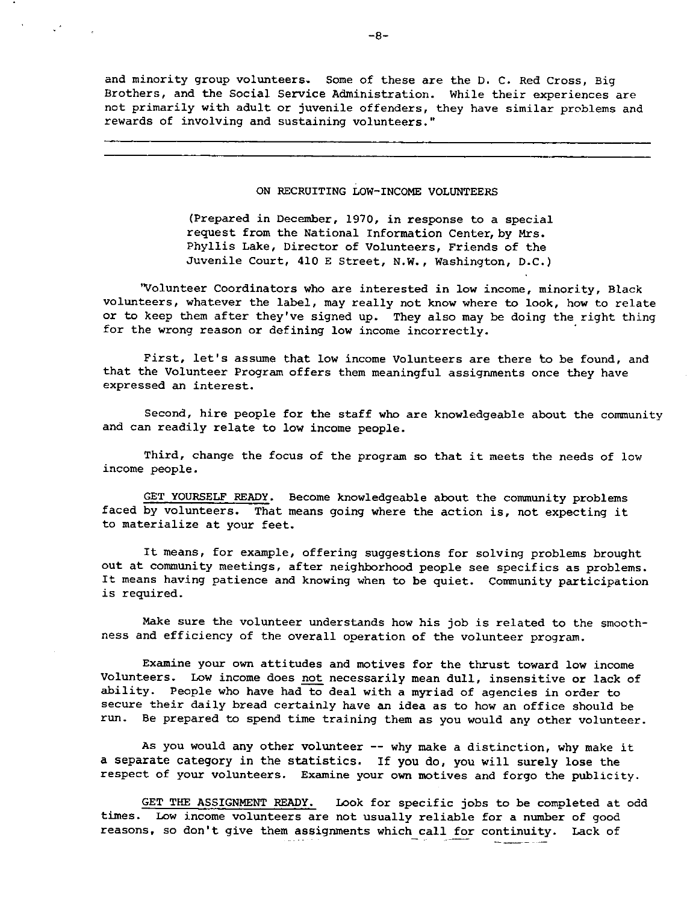and minority group volunteers. Some of these are the D. C. Red Cross, Big Brothers, and the Social Service Administration. While their experiences are not primarily with adult or juvenile offenders, they have similar problems and rewards of involving and sustaining volunteers."

---

## ON RECRUITING LOW-INCOME VOLUNTEERS

(Prepared in December, 1970, in response to a special request from the National Information Center, by Mrs. Phyllis Lake, Director of Volunteers, Friends of the Juvenile Court, 410 E Street, N.W., Washington, D.C.)

"Volunteer Coordinators who are interested in low income, minority, Black volunteers, whatever the label, may really not know where to look, how to relate or to keep them after they've signed up. They also may be doing the right thing for the wrong reason or defining low income incorrectly.

First, let's assume that low income Volunteers are there to be found, and that the Volunteer Program offers them meaningful assignments once they have expressed an interest.

Second, hire people for the staff who are knowledgeable about the community and can readily relate to low income people.

Third, change the focus of the program so that it meets the needs of low income people.

GET YOURSELF READY. Become knowledgeable about the community problems faced by volunteers. That means going where the action is, not expecting it to materialize at your feet.

It means, for example, offering suggestions for solving problems brought out at community meetings, after neighborhood people see specifics as problems. It means having patience and knowing when to be quiet. Community participation is required.

Make sure the volunteer understands how his job is related to the smoothness and efficiency of the overall operation of the volunteer program.

Examine your own attitudes and motives for the thrust toward low income Volunteers. Low income does not necessarily mean dull, insensitive or lack of ability. People who have had to deal with a myriad of agencies in order to secure their daily bread certainly have an idea as to how an office should be run. Be prepared to spend time training them as you would any other volunteer.

As you would any other volunteer -- why make a distinction, why make it a separate category in the statistics. If you do, you will surely lose the respect of your volunteers. Examine your own motives and forgo the publicity.

GET THE ASSIGNMENT READY. Look for specific jobs to be completed at odd times. Low income volunteers are not usually reliable for a number of good reasons, so don't give them assignments which call for continuity. Lack of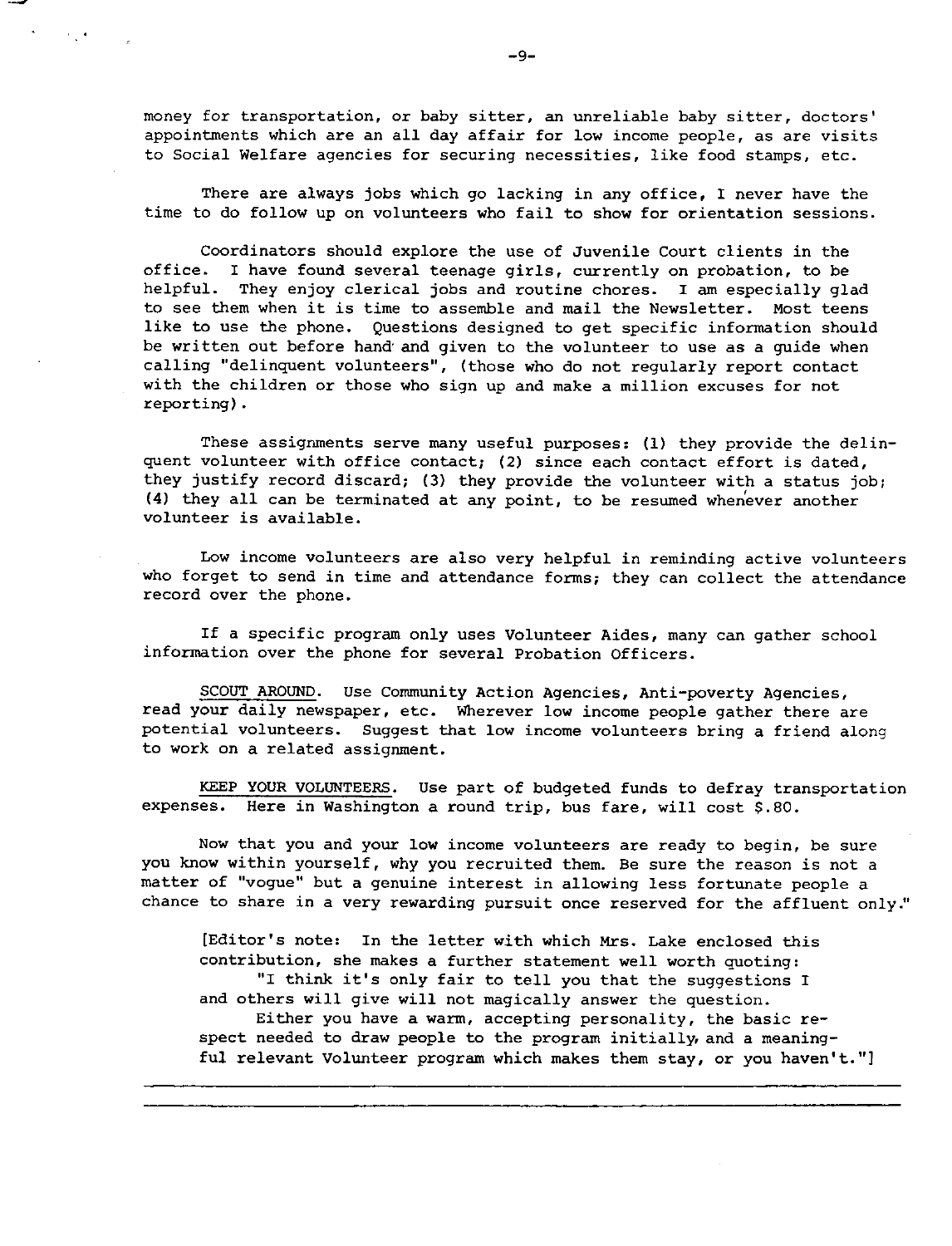money for transportation, or baby sitter, an unreliable baby sitter, doctors' appointments which are an all day affair for low income people, as are visits to Social Welfare agencies for securing necessities, like food stamps, etc.

There are always jobs which go lacking in any office, I never have the time to do follow up on volunteers who fail to show for orientation sessions.

Coordinators should explore the use of Juvenile Court clients in the office. I have found several teenage girls, currently on probation, to be helpful. They enjoy clerical jobs and routine chores. I am especially glad to see them when it is time to assemble and mail the Newsletter. Most teens like to use the phone. Questions designed to get specific information should be written out before hand and given to the volunteer to use as a guide when calling "delinquent volunteers", (those who do not regularly report contact with the children or those who sign up and make a million excuses for not reporting).

These assignments serve many useful purposes: (1) they provide the delinquent volunteer with office contact; (2) since each contact effort is dated, they justify record discard; (3) they provide the volunteer with a status job; (4) they all can be terminated at any point, to be resumed whenever another volunteer is available.

Low income volunteers are also very helpful in reminding active volunteers who forget to send in time and attendance forms; they can collect the attendance record over the phone.

If a specific program only uses Volunteer Aides, many can gather school information over the phone for several Probation Officers.

SCOUT AROUND. Use Community Action Agencies, Anti-poverty Agencies, read your daily newspaper, etc. Wherever low income people gather there are potential volunteers. Suggest that low income volunteers bring a friend along to work on a related assignment.

KEEP YOUR VOLUNTEERS. Use part of budgeted funds to defray transportation expenses. Here in Washington a round trip, bus fare, will cost $.80.

Now that you and your low income volunteers are ready to begin, be sure you know within yourself, why you recruited them. Be sure the reason is not a matter of "vogue" but a genuine interest in allowing less fortunate people a chance to share in a very rewarding pursuit once reserved for the affluent only."

> [Editor's note: In the letter with which Mrs. Lake enclosed this contribution, she makes a further statement well worth quoting:
> "I think it's only fair to tell you that the suggestions I and others will give will not magically answer the question.
> Either you have a warm, accepting personality, the basic respect needed to draw people to the program initially, and a meaningful relevant Volunteer program which makes them stay, or you haven't."]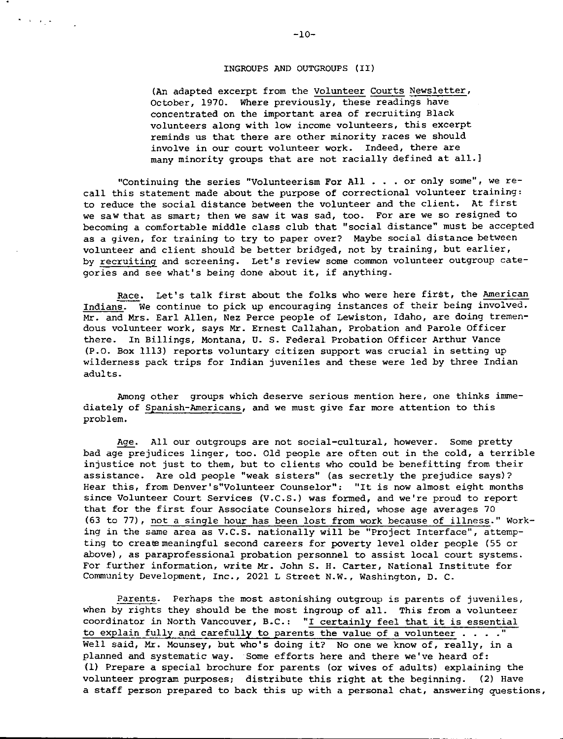## INGROUPS AND OUTGROUPS (II)

(An adapted excerpt from the Volunteer Courts Newsletter, October, 1970. Where previously, these readings have concentrated on the important area of recruiting Black volunteers along with low income volunteers, this excerpt reminds us that there are other minority races we should involve in our court volunteer work. Indeed, there are many minority groups that are not racially defined at all.]

"Continuing the series "Volunteerism For All . . . or only some", we recall this statement made about the purpose of correctional volunteer training: to reduce the social distance between the volunteer and the client. At first we saw that as smart; then we saw it was sad, too. For are we so resigned to becoming a comfortable middle class club that "social distance" must be accepted as a given, for training to try to paper over? Maybe social distance between volunteer and client should be better bridged, not by training, but earlier, by recruiting and screening. Let's review some common volunteer outgroup categories and see what's being done about it, if anything.

Race. Let's talk first about the folks who were here first, the American Indians. We continue to pick up encouraging instances of their being involved. Mr. and Mrs. Earl Allen, Nez Perce people of Lewiston, Idaho, are doing tremendous volunteer work, says Mr. Ernest Callahan, Probation and Parole Officer there. In Billings, Montana, U. S. Federal Probation Officer Arthur Vance (P.O. Box 1113) reports voluntary citizen support was crucial in setting up wilderness pack trips for Indian juveniles and these were led by three Indian adults.

Among other groups which deserve serious mention here, one thinks immediately of Spanish-Americans, and we must give far more attention to this problem.

Age. All our outgroups are not social-cultural, however. Some pretty bad age prejudices linger, too. Old people are often out in the cold, a terrible injustice not just to them, but to clients who could be benefitting from their assistance. Are old people "weak sisters" (as secretly the prejudice says)? Hear this, from Denver's"Volunteer Counselor": "It is now almost eight months since Volunteer Court Services (V.C.S.) was formed, and we're proud to report that for the first four Associate Counselors hired, whose age averages 70 (63 to 77), not a single hour has been lost from work because of illness." Working in the same area as V.C.S. nationally will be "Project Interface", attempting to create meaningful second careers for poverty level older people (55 or above), as paraprofessional probation personnel to assist local court systems. For further information, write Mr. John S. H. Carter, National Institute for Community Development, Inc., 2021 L Street N.W., Washington, D. C.

Parents. Perhaps the most astonishing outgroup is parents of juveniles, when by rights they should be the most ingroup of all. This from a volunteer coordinator in North Vancouver, B.C.: "I certainly feel that it is essential to explain fully and carefully to parents the value of a volunteer . . . ." Well said, Mr. Mounsey, but who's doing it? No one we know of, really, in a planned and systematic way. Some efforts here and there we've heard of: (1) Prepare a special brochure for parents (or wives of adults) explaining the volunteer program purposes; distribute this right at the beginning. (2) Have a staff person prepared to back this up with a personal chat, answering questions,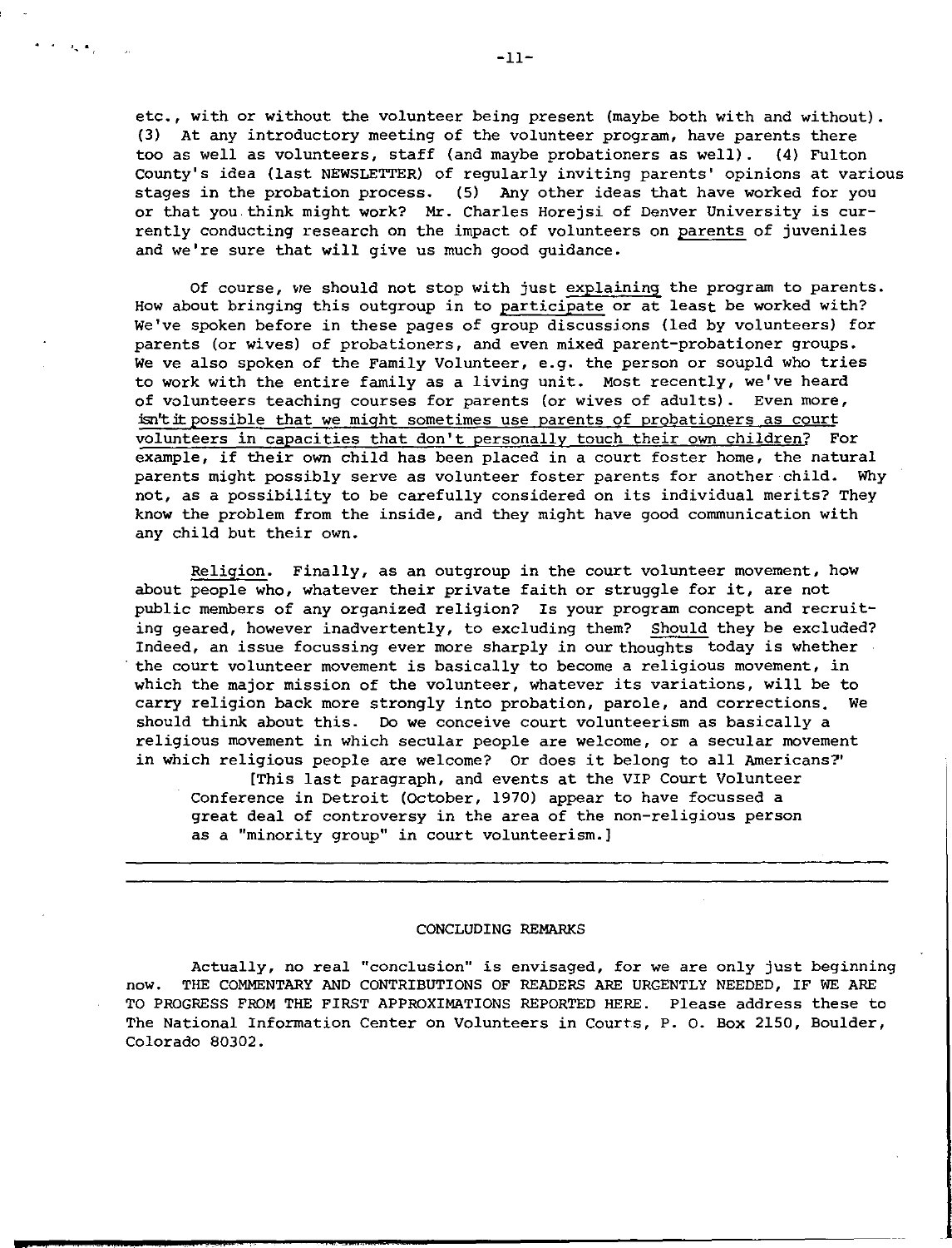etc., with or without the volunteer being present (maybe both with and without). (3) At any introductory meeting of the volunteer program, have parents there too as well as volunteers, staff (and maybe probationers as well). (4) Fulton County's idea (last NEWSLETTER) of regularly inviting parents' opinions at various stages in the probation process. (5) Any other ideas that have worked for you or that you think might work? Mr. Charles Horejsi of Denver University is currently conducting research on the impact of volunteers on parents of juveniles and we're sure that will give us much good guidance.

Of course, we should not stop with just explaining the program to parents. How about bringing this outgroup in to participate or at least be worked with? We've spoken before in these pages of group discussions (led by volunteers) for parents (or wives) of probationers, and even mixed parent-probationer groups. We ve also spoken of the Family Volunteer, e.g. the person or soupld who tries to work with the entire family as a living unit. Most recently, we've heard of volunteers teaching courses for parents (or wives of adults). Even more, isn't it possible that we might sometimes use parents of probationers as court volunteers in capacities that don't personally touch their own children? For example, if their own child has been placed in a court foster home, the natural parents might possibly serve as volunteer foster parents for another child. Why not, as a possibility to be carefully considered on its individual merits? They know the problem from the inside, and they might have good communication with any child but their own.

Religion. Finally, as an outgroup in the court volunteer movement, how about people who, whatever their private faith or struggle for it, are not public members of any organized religion? Is your program concept and recruiting geared, however inadvertently, to excluding them? Should they be excluded? Indeed, an issue focussing ever more sharply in our thoughts today is whether the court volunteer movement is basically to become a religious movement, in which the major mission of the volunteer, whatever its variations, will be to carry religion back more strongly into probation, parole, and corrections. We should think about this. Do we conceive court volunteerism as basically a religious movement in which secular people are welcome, or a secular movement in which religious people are welcome? Or does it belong to all Americans?"

[This last paragraph, and events at the VIP Court Volunteer Conference in Detroit (October, 1970) appear to have focussed a great deal of controversy in the area of the non-religious person as a "minority group" in court volunteerism.]

---

## CONCLUDING REMARKS

Actually, no real "conclusion" is envisaged, for we are only just beginning now. THE COMMENTARY AND CONTRIBUTIONS OF READERS ARE URGENTLY NEEDED, IF WE ARE TO PROGRESS FROM THE FIRST APPROXIMATIONS REPORTED HERE. Please address these to The National Information Center on Volunteers in Courts, P. O. Box 2150, Boulder, Colorado 80302.